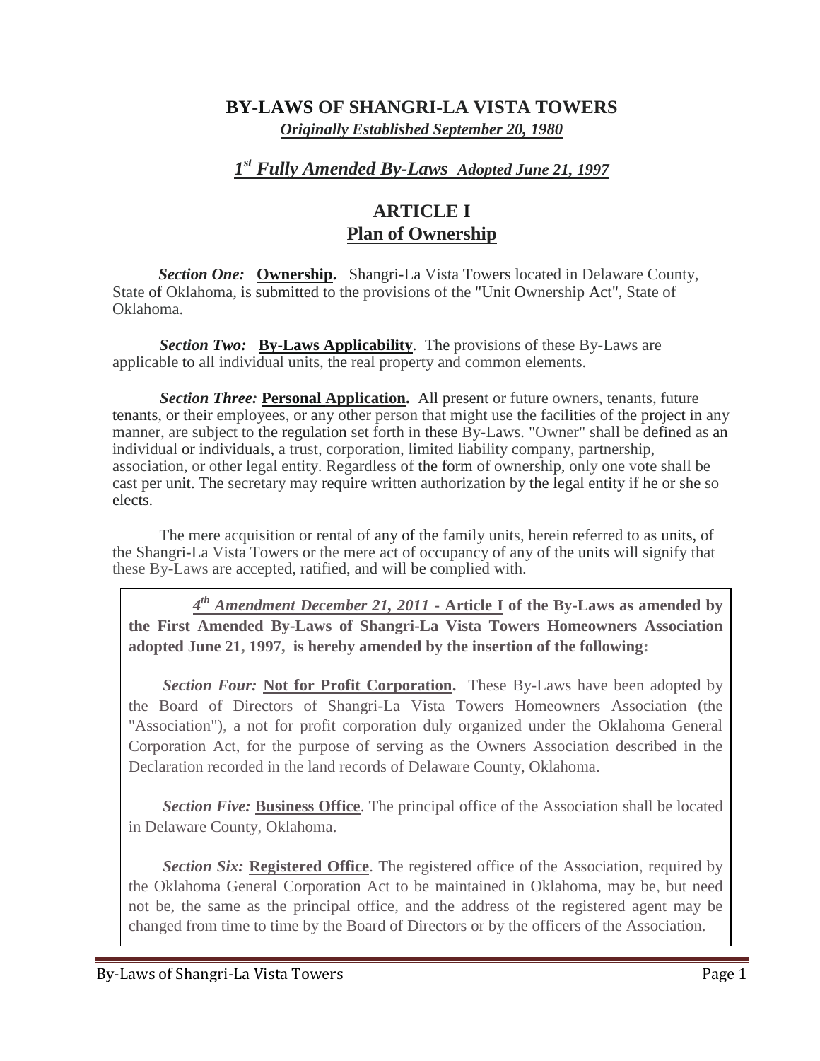# BY-LAWS OF SHANGRI-LA VISTA TOWERS

***Originally Established September 20, 1980***

## *1st Fully Amended By-Laws Adopted June 21, 1997*

## ARTICLE I
## Plan of Ownership

***Section One:*** **Ownership.** Shangri-La Vista Towers located in Delaware County, State of Oklahoma, is submitted to the provisions of the "Unit Ownership Act", State of Oklahoma.

***Section Two:*** **By-Laws Applicability**. The provisions of these By-Laws are applicable to all individual units, the real property and common elements.

***Section Three:*** **Personal Application.** All present or future owners, tenants, future tenants, or their employees, or any other person that might use the facilities of the project in any manner, are subject to the regulation set forth in these By-Laws. "Owner" shall be defined as an individual or individuals, a trust, corporation, limited liability company, partnership, association, or other legal entity. Regardless of the form of ownership, only one vote shall be cast per unit. The secretary may require written authorization by the legal entity if he or she so elects.

The mere acquisition or rental of any of the family units, herein referred to as units, of the Shangri-La Vista Towers or the mere act of occupancy of any of the units will signify that these By-Laws are accepted, ratified, and will be complied with.

> ***4th Amendment December 21, 2011*** **- Article I of the By-Laws as amended by the First Amended By-Laws of Shangri-La Vista Towers Homeowners Association adopted June 21, 1997, is hereby amended by the insertion of the following:**
>
> ***Section Four:*** **Not for Profit Corporation.** These By-Laws have been adopted by the Board of Directors of Shangri-La Vista Towers Homeowners Association (the "Association"), a not for profit corporation duly organized under the Oklahoma General Corporation Act, for the purpose of serving as the Owners Association described in the Declaration recorded in the land records of Delaware County, Oklahoma.
>
> ***Section Five:*** **Business Office**. The principal office of the Association shall be located in Delaware County, Oklahoma.
>
> ***Section Six:*** **Registered Office**. The registered office of the Association, required by the Oklahoma General Corporation Act to be maintained in Oklahoma, may be, but need not be, the same as the principal office, and the address of the registered agent may be changed from time to time by the Board of Directors or by the officers of the Association.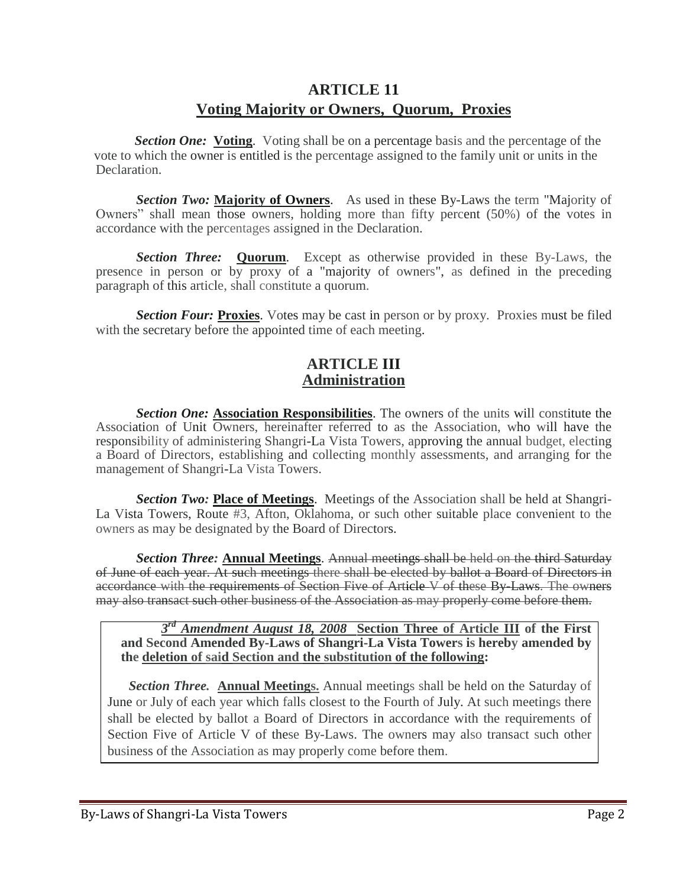## ARTICLE 11
## Voting Majority or Owners, Quorum, Proxies

***Section One:*** **Voting**. Voting shall be on a percentage basis and the percentage of the vote to which the owner is entitled is the percentage assigned to the family unit or units in the Declaration.

***Section Two:*** **Majority of Owners**. As used in these By-Laws the term "Majority of Owners" shall mean those owners, holding more than fifty percent (50%) of the votes in accordance with the percentages assigned in the Declaration.

***Section Three:*** **Quorum**. Except as otherwise provided in these By-Laws, the presence in person or by proxy of a "majority of owners", as defined in the preceding paragraph of this article, shall constitute a quorum.

***Section Four:*** **Proxies**. Votes may be cast in person or by proxy. Proxies must be filed with the secretary before the appointed time of each meeting.

## ARTICLE III
## Administration

***Section One:*** **Association Responsibilities**. The owners of the units will constitute the Association of Unit Owners, hereinafter referred to as the Association, who will have the responsibility of administering Shangri-La Vista Towers, approving the annual budget, electing a Board of Directors, establishing and collecting monthly assessments, and arranging for the management of Shangri-La Vista Towers.

***Section Two:*** **Place of Meetings**. Meetings of the Association shall be held at Shangri-La Vista Towers, Route #3, Afton, Oklahoma, or such other suitable place convenient to the owners as may be designated by the Board of Directors.

***Section Three:*** **Annual Meetings**. ~~Annual meetings shall be held on the third Saturday of June of each year. At such meetings there shall be elected by ballot a Board of Directors in accordance with the requirements of Section Five of Article V of these By-Laws. The owners may also transact such other business of the Association as may properly come before them.~~

> ***3rd Amendment August 18, 2008*** **Section Three of Article III of the First and Second Amended By-Laws of Shangri-La Vista Towers is hereby amended by the deletion of said Section and the substitution of the following:**
>
> ***Section Three.*** **Annual Meetings.** Annual meetings shall be held on the Saturday of June or July of each year which falls closest to the Fourth of July. At such meetings there shall be elected by ballot a Board of Directors in accordance with the requirements of Section Five of Article V of these By-Laws. The owners may also transact such other business of the Association as may properly come before them.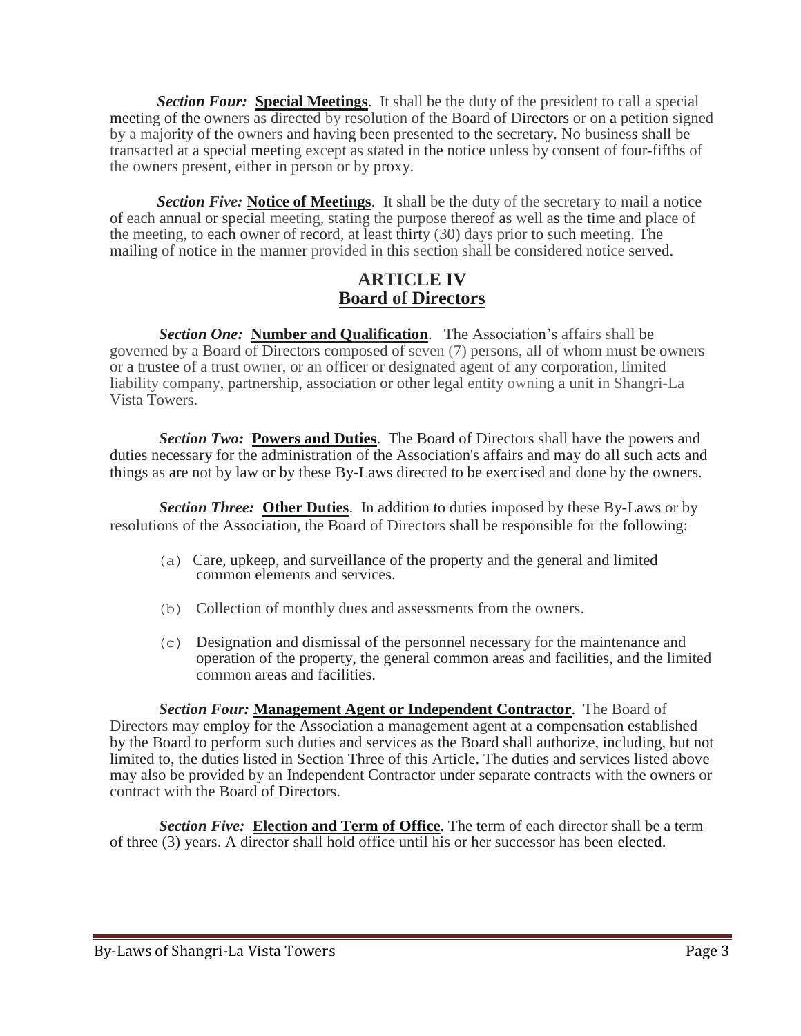***Section Four:*** **Special Meetings**. It shall be the duty of the president to call a special meeting of the owners as directed by resolution of the Board of Directors or on a petition signed by a majority of the owners and having been presented to the secretary. No business shall be transacted at a special meeting except as stated in the notice unless by consent of four-fifths of the owners present, either in person or by proxy.

***Section Five:*** **Notice of Meetings**. It shall be the duty of the secretary to mail a notice of each annual or special meeting, stating the purpose thereof as well as the time and place of the meeting, to each owner of record, at least thirty (30) days prior to such meeting. The mailing of notice in the manner provided in this section shall be considered notice served.

## ARTICLE IV
## Board of Directors

***Section One:*** **Number and Qualification**. The Association's affairs shall be governed by a Board of Directors composed of seven (7) persons, all of whom must be owners or a trustee of a trust owner, or an officer or designated agent of any corporation, limited liability company, partnership, association or other legal entity owning a unit in Shangri-La Vista Towers.

***Section Two:*** **Powers and Duties**. The Board of Directors shall have the powers and duties necessary for the administration of the Association's affairs and may do all such acts and things as are not by law or by these By-Laws directed to be exercised and done by the owners.

***Section Three:*** **Other Duties**. In addition to duties imposed by these By-Laws or by resolutions of the Association, the Board of Directors shall be responsible for the following:

(a) Care, upkeep, and surveillance of the property and the general and limited common elements and services.

(b) Collection of monthly dues and assessments from the owners.

(c) Designation and dismissal of the personnel necessary for the maintenance and operation of the property, the general common areas and facilities, and the limited common areas and facilities.

***Section Four:*** **Management Agent or Independent Contractor**. The Board of Directors may employ for the Association a management agent at a compensation established by the Board to perform such duties and services as the Board shall authorize, including, but not limited to, the duties listed in Section Three of this Article. The duties and services listed above may also be provided by an Independent Contractor under separate contracts with the owners or contract with the Board of Directors.

***Section Five:*** **Election and Term of Office**. The term of each director shall be a term of three (3) years. A director shall hold office until his or her successor has been elected.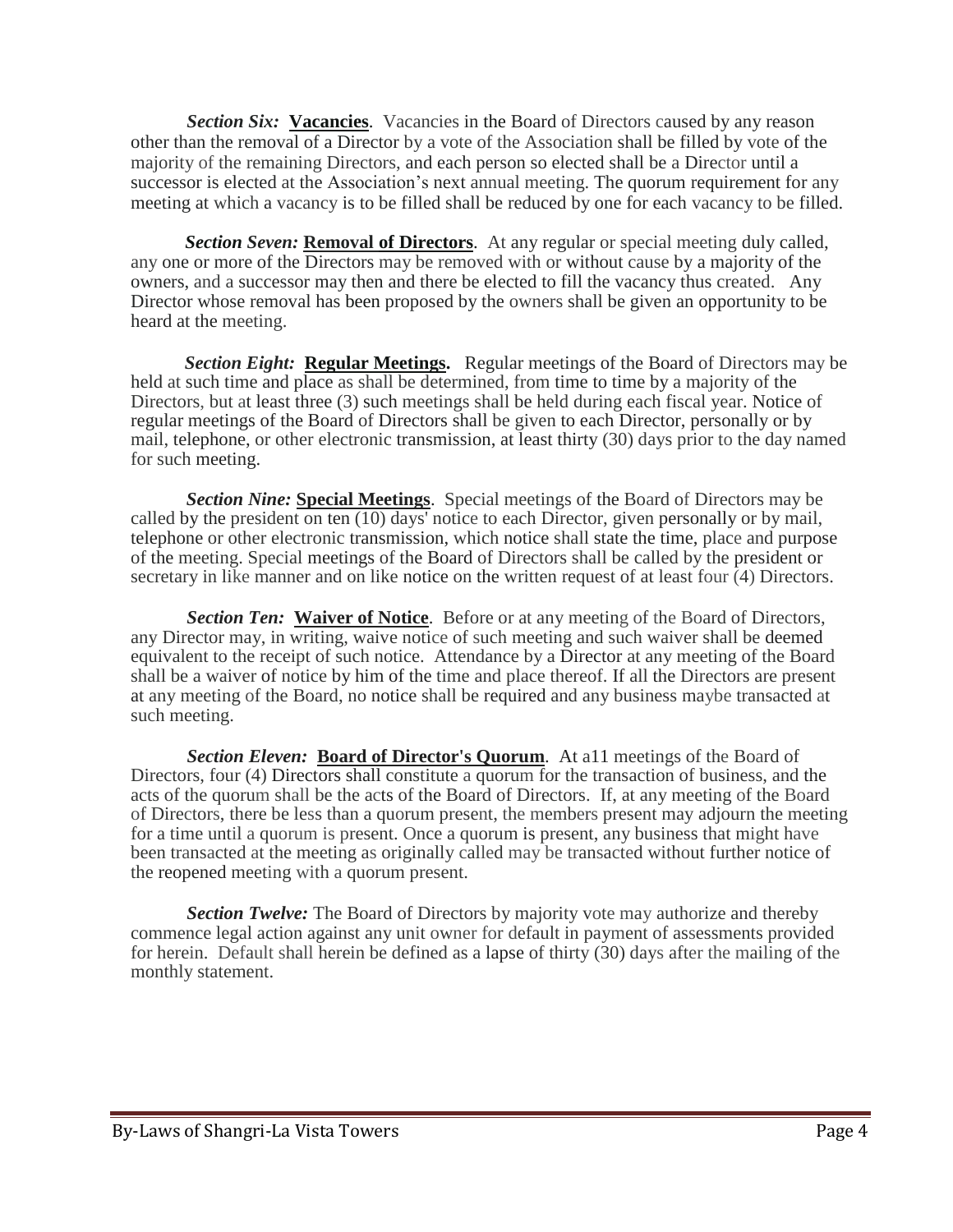***Section Six:*** **<u>Vacancies</u>**. Vacancies in the Board of Directors caused by any reason other than the removal of a Director by a vote of the Association shall be filled by vote of the majority of the remaining Directors, and each person so elected shall be a Director until a successor is elected at the Association's next annual meeting. The quorum requirement for any meeting at which a vacancy is to be filled shall be reduced by one for each vacancy to be filled.

***Section Seven:*** **<u>Removal of Directors</u>**. At any regular or special meeting duly called, any one or more of the Directors may be removed with or without cause by a majority of the owners, and a successor may then and there be elected to fill the vacancy thus created. Any Director whose removal has been proposed by the owners shall be given an opportunity to be heard at the meeting.

***Section Eight:*** **<u>Regular Meetings</u>.** Regular meetings of the Board of Directors may be held at such time and place as shall be determined, from time to time by a majority of the Directors, but at least three (3) such meetings shall be held during each fiscal year. Notice of regular meetings of the Board of Directors shall be given to each Director, personally or by mail, telephone, or other electronic transmission, at least thirty (30) days prior to the day named for such meeting.

***Section Nine:*** **<u>Special Meetings</u>**. Special meetings of the Board of Directors may be called by the president on ten (10) days' notice to each Director, given personally or by mail, telephone or other electronic transmission, which notice shall state the time, place and purpose of the meeting. Special meetings of the Board of Directors shall be called by the president or secretary in like manner and on like notice on the written request of at least four (4) Directors.

***Section Ten:*** **<u>Waiver of Notice</u>**. Before or at any meeting of the Board of Directors, any Director may, in writing, waive notice of such meeting and such waiver shall be deemed equivalent to the receipt of such notice. Attendance by a Director at any meeting of the Board shall be a waiver of notice by him of the time and place thereof. If all the Directors are present at any meeting of the Board, no notice shall be required and any business maybe transacted at such meeting.

***Section Eleven:*** **<u>Board of Director's Quorum</u>**. At a11 meetings of the Board of Directors, four (4) Directors shall constitute a quorum for the transaction of business, and the acts of the quorum shall be the acts of the Board of Directors. If, at any meeting of the Board of Directors, there be less than a quorum present, the members present may adjourn the meeting for a time until a quorum is present. Once a quorum is present, any business that might have been transacted at the meeting as originally called may be transacted without further notice of the reopened meeting with a quorum present.

***Section Twelve:*** The Board of Directors by majority vote may authorize and thereby commence legal action against any unit owner for default in payment of assessments provided for herein. Default shall herein be defined as a lapse of thirty (30) days after the mailing of the monthly statement.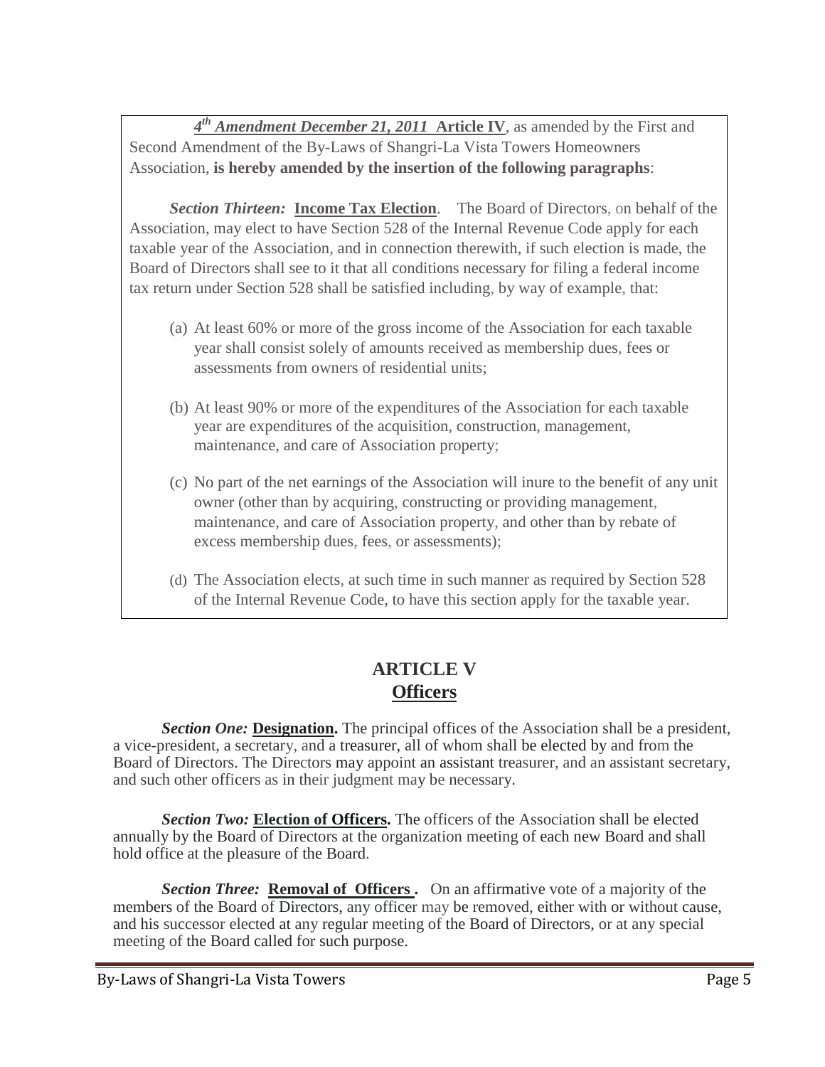***4th Amendment December 21, 2011* Article IV**, as amended by the First and Second Amendment of the By-Laws of Shangri-La Vista Towers Homeowners Association, **is hereby amended by the insertion of the following paragraphs**:

***Section Thirteen:* Income Tax Election**. The Board of Directors, on behalf of the Association, may elect to have Section 528 of the Internal Revenue Code apply for each taxable year of the Association, and in connection therewith, if such election is made, the Board of Directors shall see to it that all conditions necessary for filing a federal income tax return under Section 528 shall be satisfied including, by way of example, that:

(a) At least 60% or more of the gross income of the Association for each taxable year shall consist solely of amounts received as membership dues, fees or assessments from owners of residential units;

(b) At least 90% or more of the expenditures of the Association for each taxable year are expenditures of the acquisition, construction, management, maintenance, and care of Association property;

(c) No part of the net earnings of the Association will inure to the benefit of any unit owner (other than by acquiring, constructing or providing management, maintenance, and care of Association property, and other than by rebate of excess membership dues, fees, or assessments);

(d) The Association elects, at such time in such manner as required by Section 528 of the Internal Revenue Code, to have this section apply for the taxable year.

## ARTICLE V
## Officers

***Section One:* Designation.** The principal offices of the Association shall be a president, a vice-president, a secretary, and a treasurer, all of whom shall be elected by and from the Board of Directors. The Directors may appoint an assistant treasurer, and an assistant secretary, and such other officers as in their judgment may be necessary.

***Section Two:* Election of Officers.** The officers of the Association shall be elected annually by the Board of Directors at the organization meeting of each new Board and shall hold office at the pleasure of the Board.

***Section Three:* Removal of Officers .** On an affirmative vote of a majority of the members of the Board of Directors, any officer may be removed, either with or without cause, and his successor elected at any regular meeting of the Board of Directors, or at any special meeting of the Board called for such purpose.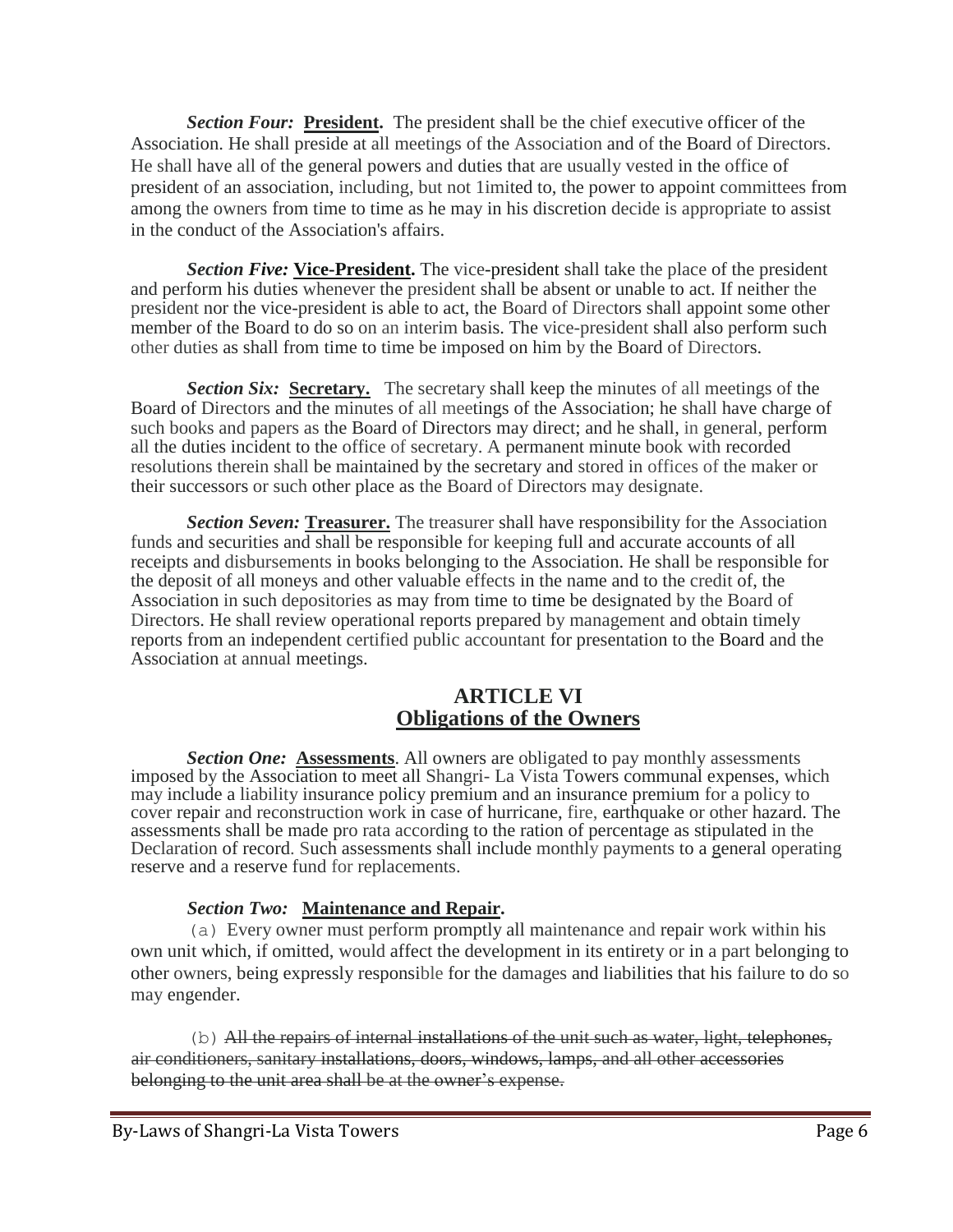***Section Four:*** **<u>President</u>.** The president shall be the chief executive officer of the Association. He shall preside at all meetings of the Association and of the Board of Directors. He shall have all of the general powers and duties that are usually vested in the office of president of an association, including, but not 1imited to, the power to appoint committees from among the owners from time to time as he may in his discretion decide is appropriate to assist in the conduct of the Association's affairs.

***Section Five:*** **<u>Vice-President</u>.** The vice-president shall take the place of the president and perform his duties whenever the president shall be absent or unable to act. If neither the president nor the vice-president is able to act, the Board of Directors shall appoint some other member of the Board to do so on an interim basis. The vice-president shall also perform such other duties as shall from time to time be imposed on him by the Board of Directors.

***Section Six:*** **<u>Secretary.</u>** The secretary shall keep the minutes of all meetings of the Board of Directors and the minutes of all meetings of the Association; he shall have charge of such books and papers as the Board of Directors may direct; and he shall, in general, perform all the duties incident to the office of secretary. A permanent minute book with recorded resolutions therein shall be maintained by the secretary and stored in offices of the maker or their successors or such other place as the Board of Directors may designate.

***Section Seven:*** **<u>Treasurer.</u>** The treasurer shall have responsibility for the Association funds and securities and shall be responsible for keeping full and accurate accounts of all receipts and disbursements in books belonging to the Association. He shall be responsible for the deposit of all moneys and other valuable effects in the name and to the credit of, the Association in such depositories as may from time to time be designated by the Board of Directors. He shall review operational reports prepared by management and obtain timely reports from an independent certified public accountant for presentation to the Board and the Association at annual meetings.

## ARTICLE VI
## <u>Obligations of the Owners</u>

***Section One:*** **<u>Assessments</u>**. All owners are obligated to pay monthly assessments imposed by the Association to meet all Shangri- La Vista Towers communal expenses, which may include a liability insurance policy premium and an insurance premium for a policy to cover repair and reconstruction work in case of hurricane, fire, earthquake or other hazard. The assessments shall be made pro rata according to the ration of percentage as stipulated in the Declaration of record. Such assessments shall include monthly payments to a general operating reserve and a reserve fund for replacements.

***Section Two:*** **<u>Maintenance and Repair</u>.**

(a) Every owner must perform promptly all maintenance and repair work within his own unit which, if omitted, would affect the development in its entirety or in a part belonging to other owners, being expressly responsible for the damages and liabilities that his failure to do so may engender.

(b) ~~All the repairs of internal installations of the unit such as water, light, telephones, air conditioners, sanitary installations, doors, windows, lamps, and all other accessories belonging to the unit area shall be at the owner's expense.~~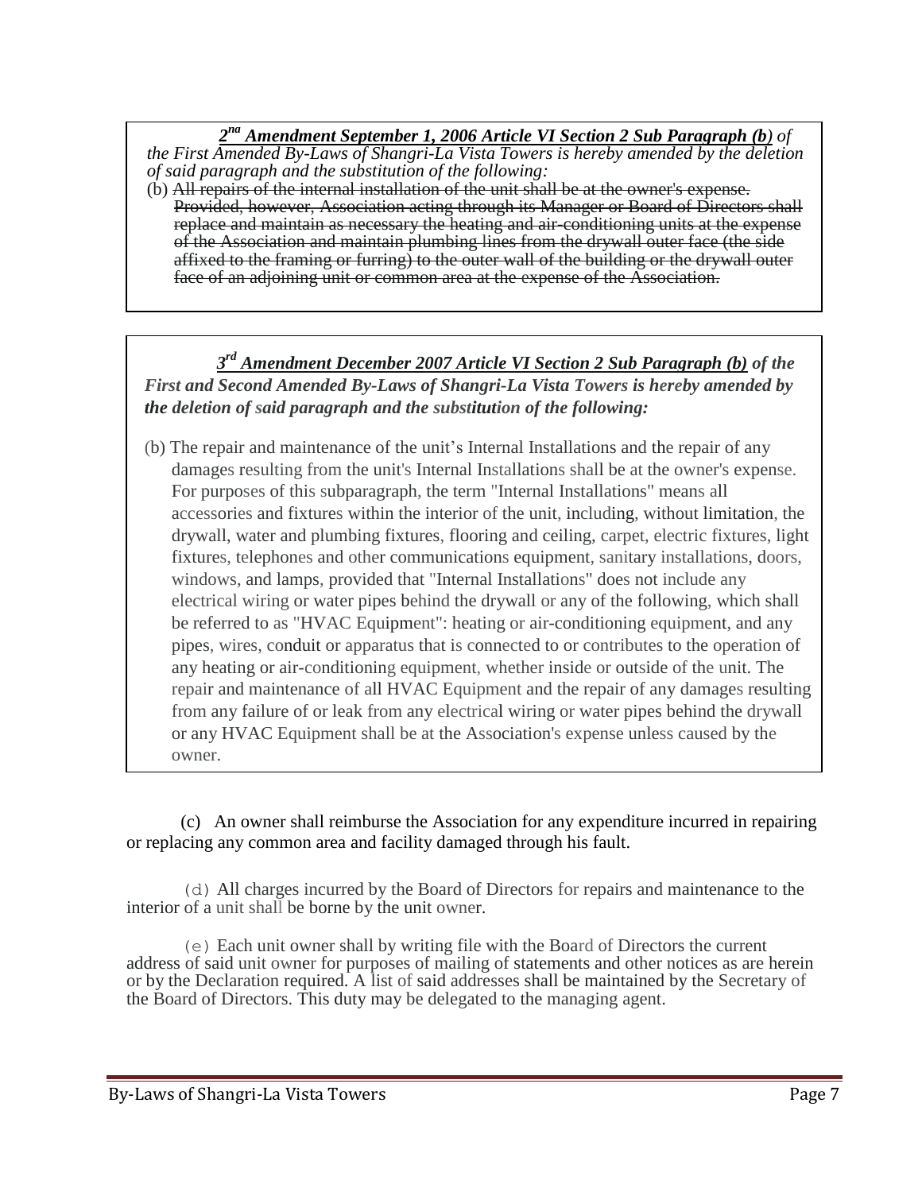***2nd Amendment September 1, 2006 Article VI Section 2 Sub Paragraph (b)*** *of the First Amended By-Laws of Shangri-La Vista Towers is hereby amended by the deletion of said paragraph and the substitution of the following:*

(b) ~~All repairs of the internal installation of the unit shall be at the owner's expense. Provided, however, Association acting through its Manager or Board of Directors shall replace and maintain as necessary the heating and air-conditioning units at the expense of the Association and maintain plumbing lines from the drywall outer face (the side affixed to the framing or furring) to the outer wall of the building or the drywall outer face of an adjoining unit or common area at the expense of the Association.~~

***3rd Amendment December 2007 Article VI Section 2 Sub Paragraph (b) of the First and Second Amended By-Laws of Shangri-La Vista Towers is hereby amended by the deletion of said paragraph and the substitution of the following:***

(b) The repair and maintenance of the unit's Internal Installations and the repair of any damages resulting from the unit's Internal Installations shall be at the owner's expense. For purposes of this subparagraph, the term "Internal Installations" means all accessories and fixtures within the interior of the unit, including, without limitation, the drywall, water and plumbing fixtures, flooring and ceiling, carpet, electric fixtures, light fixtures, telephones and other communications equipment, sanitary installations, doors, windows, and lamps, provided that "Internal Installations" does not include any electrical wiring or water pipes behind the drywall or any of the following, which shall be referred to as "HVAC Equipment": heating or air-conditioning equipment, and any pipes, wires, conduit or apparatus that is connected to or contributes to the operation of any heating or air-conditioning equipment, whether inside or outside of the unit. The repair and maintenance of all HVAC Equipment and the repair of any damages resulting from any failure of or leak from any electrical wiring or water pipes behind the drywall or any HVAC Equipment shall be at the Association's expense unless caused by the owner.

(c) An owner shall reimburse the Association for any expenditure incurred in repairing or replacing any common area and facility damaged through his fault.

(d) All charges incurred by the Board of Directors for repairs and maintenance to the interior of a unit shall be borne by the unit owner.

(e) Each unit owner shall by writing file with the Board of Directors the current address of said unit owner for purposes of mailing of statements and other notices as are herein or by the Declaration required. A list of said addresses shall be maintained by the Secretary of the Board of Directors. This duty may be delegated to the managing agent.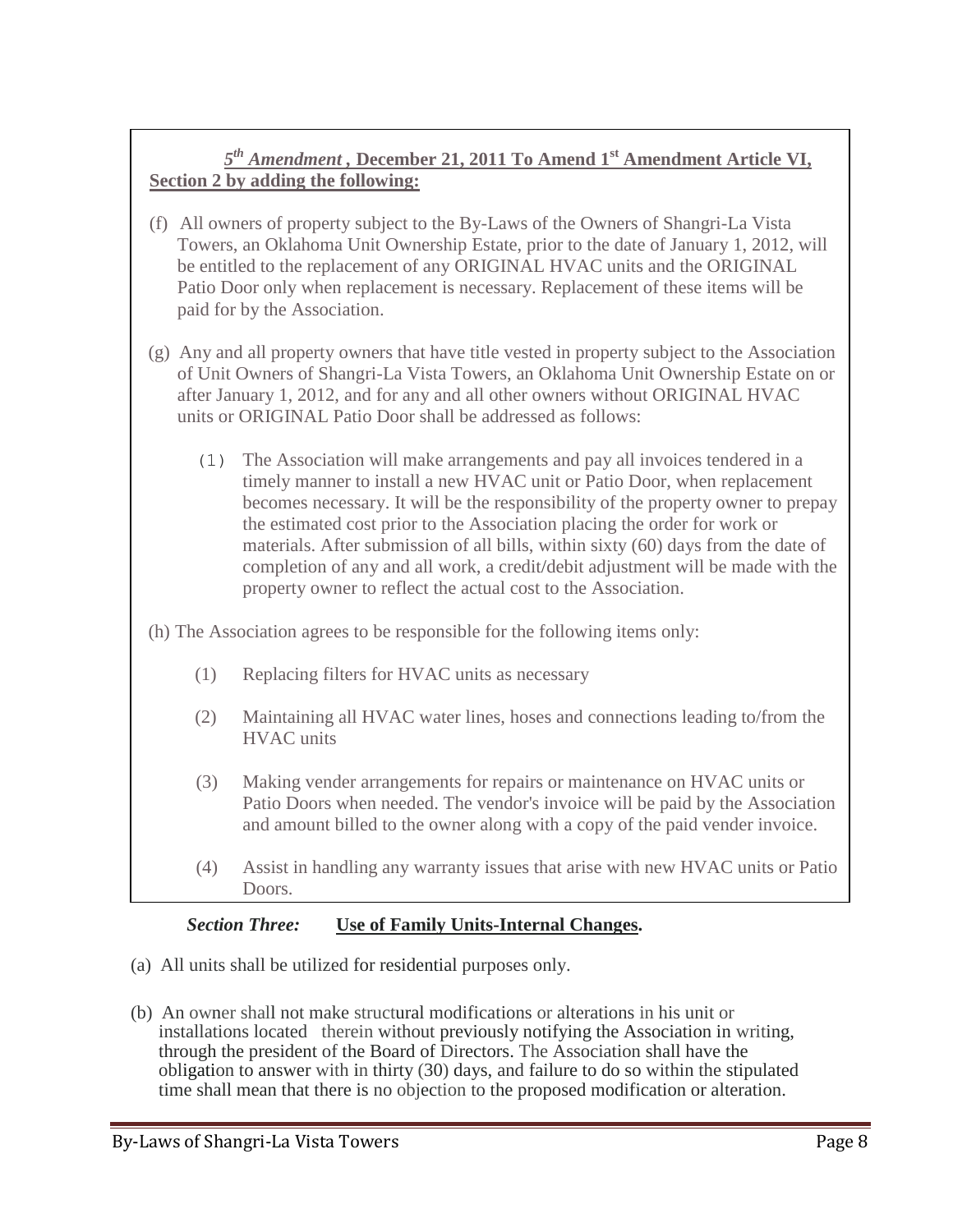***5th Amendment* , December 21, 2011 To Amend 1st Amendment Article VI, Section 2 by adding the following:**

(f) All owners of property subject to the By-Laws of the Owners of Shangri-La Vista Towers, an Oklahoma Unit Ownership Estate, prior to the date of January 1, 2012, will be entitled to the replacement of any ORIGINAL HVAC units and the ORIGINAL Patio Door only when replacement is necessary. Replacement of these items will be paid for by the Association.

(g) Any and all property owners that have title vested in property subject to the Association of Unit Owners of Shangri-La Vista Towers, an Oklahoma Unit Ownership Estate on or after January 1, 2012, and for any and all other owners without ORIGINAL HVAC units or ORIGINAL Patio Door shall be addressed as follows:

(1) The Association will make arrangements and pay all invoices tendered in a timely manner to install a new HVAC unit or Patio Door, when replacement becomes necessary. It will be the responsibility of the property owner to prepay the estimated cost prior to the Association placing the order for work or materials. After submission of all bills, within sixty (60) days from the date of completion of any and all work, a credit/debit adjustment will be made with the property owner to reflect the actual cost to the Association.

(h) The Association agrees to be responsible for the following items only:

(1) Replacing filters for HVAC units as necessary

(2) Maintaining all HVAC water lines, hoses and connections leading to/from the HVAC units

(3) Making vender arrangements for repairs or maintenance on HVAC units or Patio Doors when needed. The vendor's invoice will be paid by the Association and amount billed to the owner along with a copy of the paid vender invoice.

(4) Assist in handling any warranty issues that arise with new HVAC units or Patio Doors.

***Section Three:*** **Use of Family Units-Internal Changes.**

(a) All units shall be utilized for residential purposes only.

(b) An owner shall not make structural modifications or alterations in his unit or installations located therein without previously notifying the Association in writing, through the president of the Board of Directors. The Association shall have the obligation to answer with in thirty (30) days, and failure to do so within the stipulated time shall mean that there is no objection to the proposed modification or alteration.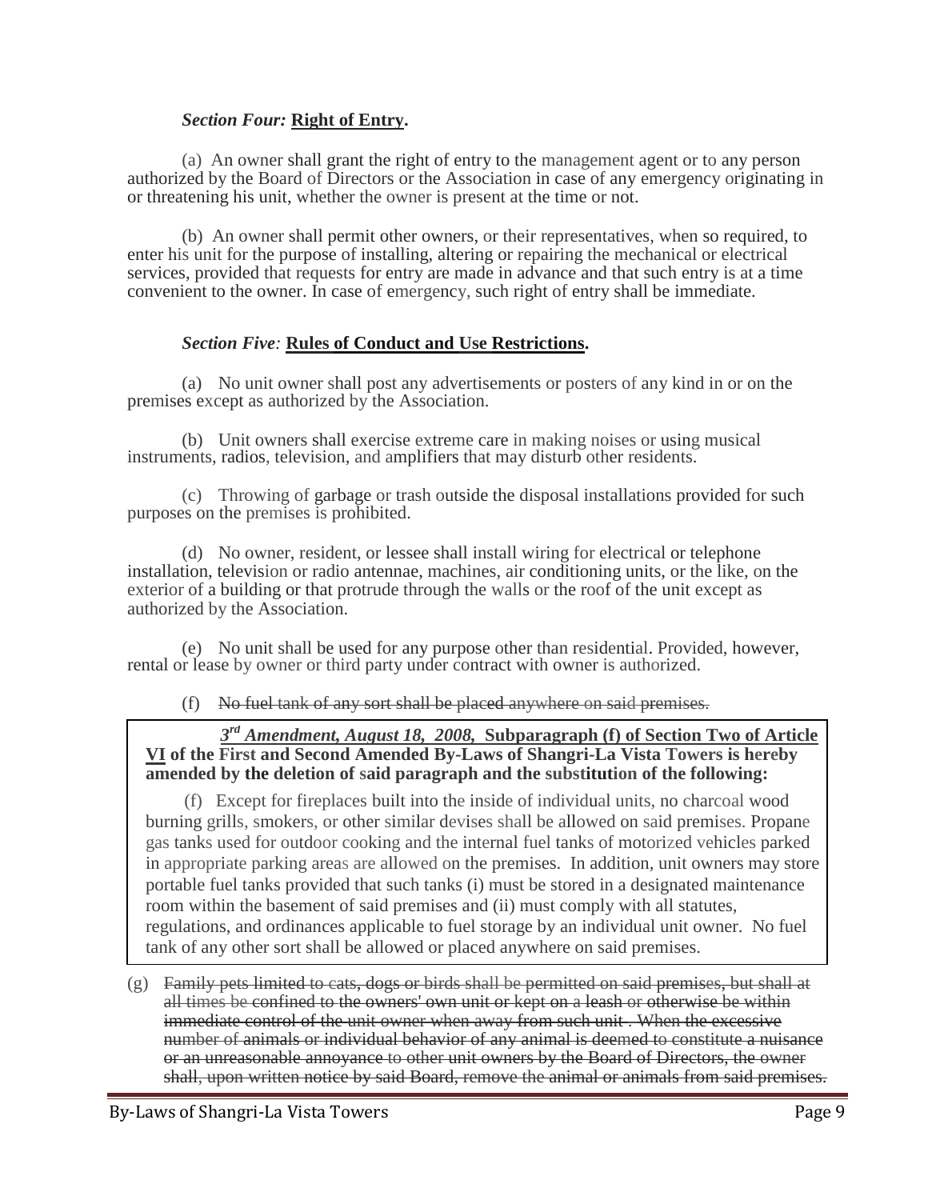*Section Four:* **Right of Entry.**

(a) An owner shall grant the right of entry to the management agent or to any person authorized by the Board of Directors or the Association in case of any emergency originating in or threatening his unit, whether the owner is present at the time or not.

(b) An owner shall permit other owners, or their representatives, when so required, to enter his unit for the purpose of installing, altering or repairing the mechanical or electrical services, provided that requests for entry are made in advance and that such entry is at a time convenient to the owner. In case of emergency, such right of entry shall be immediate.

*Section Five:* **Rules of Conduct and Use Restrictions.**

(a) No unit owner shall post any advertisements or posters of any kind in or on the premises except as authorized by the Association.

(b) Unit owners shall exercise extreme care in making noises or using musical instruments, radios, television, and amplifiers that may disturb other residents.

(c) Throwing of garbage or trash outside the disposal installations provided for such purposes on the premises is prohibited.

(d) No owner, resident, or lessee shall install wiring for electrical or telephone installation, television or radio antennae, machines, air conditioning units, or the like, on the exterior of a building or that protrude through the walls or the roof of the unit except as authorized by the Association.

(e) No unit shall be used for any purpose other than residential. Provided, however, rental or lease by owner or third party under contract with owner is authorized.

(f) ~~No fuel tank of any sort shall be placed anywhere on said premises.~~

***3rd Amendment, August 18, 2008,*** **Subparagraph (f) of Section Two of Article VI of the First and Second Amended By-Laws of Shangri-La Vista Towers is hereby amended by the deletion of said paragraph and the substitution of the following:**

(f) Except for fireplaces built into the inside of individual units, no charcoal wood burning grills, smokers, or other similar devises shall be allowed on said premises. Propane gas tanks used for outdoor cooking and the internal fuel tanks of motorized vehicles parked in appropriate parking areas are allowed on the premises. In addition, unit owners may store portable fuel tanks provided that such tanks (i) must be stored in a designated maintenance room within the basement of said premises and (ii) must comply with all statutes, regulations, and ordinances applicable to fuel storage by an individual unit owner. No fuel tank of any other sort shall be allowed or placed anywhere on said premises.

(g) ~~Family pets limited to cats, dogs or birds shall be permitted on said premises, but shall at all times be confined to the owners' own unit or kept on a leash or otherwise be within immediate control of the unit owner when away from such unit . When the excessive number of animals or individual behavior of any animal is deemed to constitute a nuisance or an unreasonable annoyance to other unit owners by the Board of Directors, the owner shall, upon written notice by said Board, remove the animal or animals from said premises.~~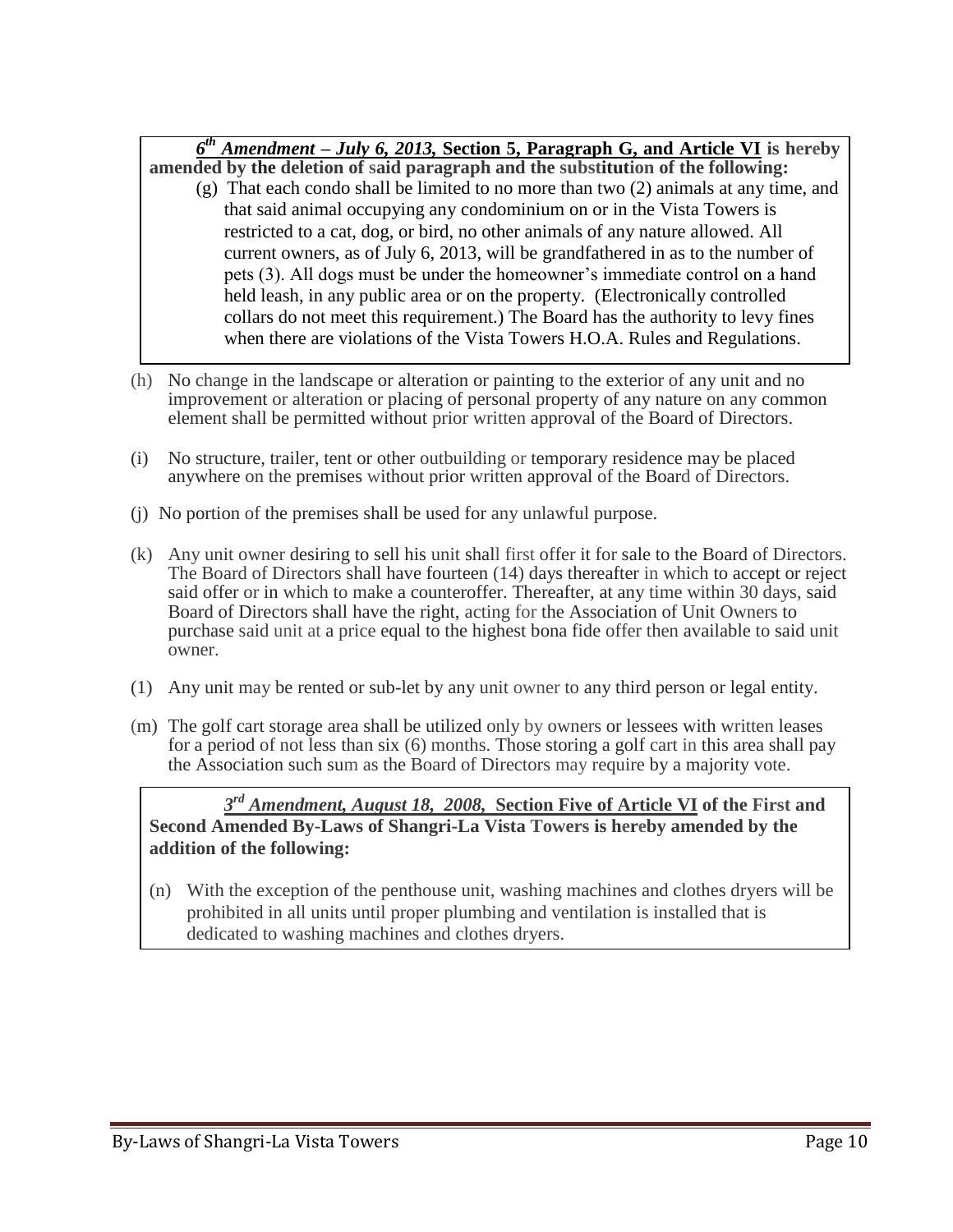***6th Amendment – July 6, 2013,*** **Section 5, Paragraph G, and Article VI is hereby amended by the deletion of said paragraph and the substitution of the following:**

(g) That each condo shall be limited to no more than two (2) animals at any time, and that said animal occupying any condominium on or in the Vista Towers is restricted to a cat, dog, or bird, no other animals of any nature allowed. All current owners, as of July 6, 2013, will be grandfathered in as to the number of pets (3). All dogs must be under the homeowner's immediate control on a hand held leash, in any public area or on the property. (Electronically controlled collars do not meet this requirement.) The Board has the authority to levy fines when there are violations of the Vista Towers H.O.A. Rules and Regulations.

(h) No change in the landscape or alteration or painting to the exterior of any unit and no improvement or alteration or placing of personal property of any nature on any common element shall be permitted without prior written approval of the Board of Directors.

(i) No structure, trailer, tent or other outbuilding or temporary residence may be placed anywhere on the premises without prior written approval of the Board of Directors.

(j) No portion of the premises shall be used for any unlawful purpose.

(k) Any unit owner desiring to sell his unit shall first offer it for sale to the Board of Directors. The Board of Directors shall have fourteen (14) days thereafter in which to accept or reject said offer or in which to make a counteroffer. Thereafter, at any time within 30 days, said Board of Directors shall have the right, acting for the Association of Unit Owners to purchase said unit at a price equal to the highest bona fide offer then available to said unit owner.

(1) Any unit may be rented or sub-let by any unit owner to any third person or legal entity.

(m) The golf cart storage area shall be utilized only by owners or lessees with written leases for a period of not less than six (6) months. Those storing a golf cart in this area shall pay the Association such sum as the Board of Directors may require by a majority vote.

***3rd Amendment, August 18, 2008,*** **Section Five of Article VI of the First and Second Amended By-Laws of Shangri-La Vista Towers is hereby amended by the addition of the following:**

(n) With the exception of the penthouse unit, washing machines and clothes dryers will be prohibited in all units until proper plumbing and ventilation is installed that is dedicated to washing machines and clothes dryers.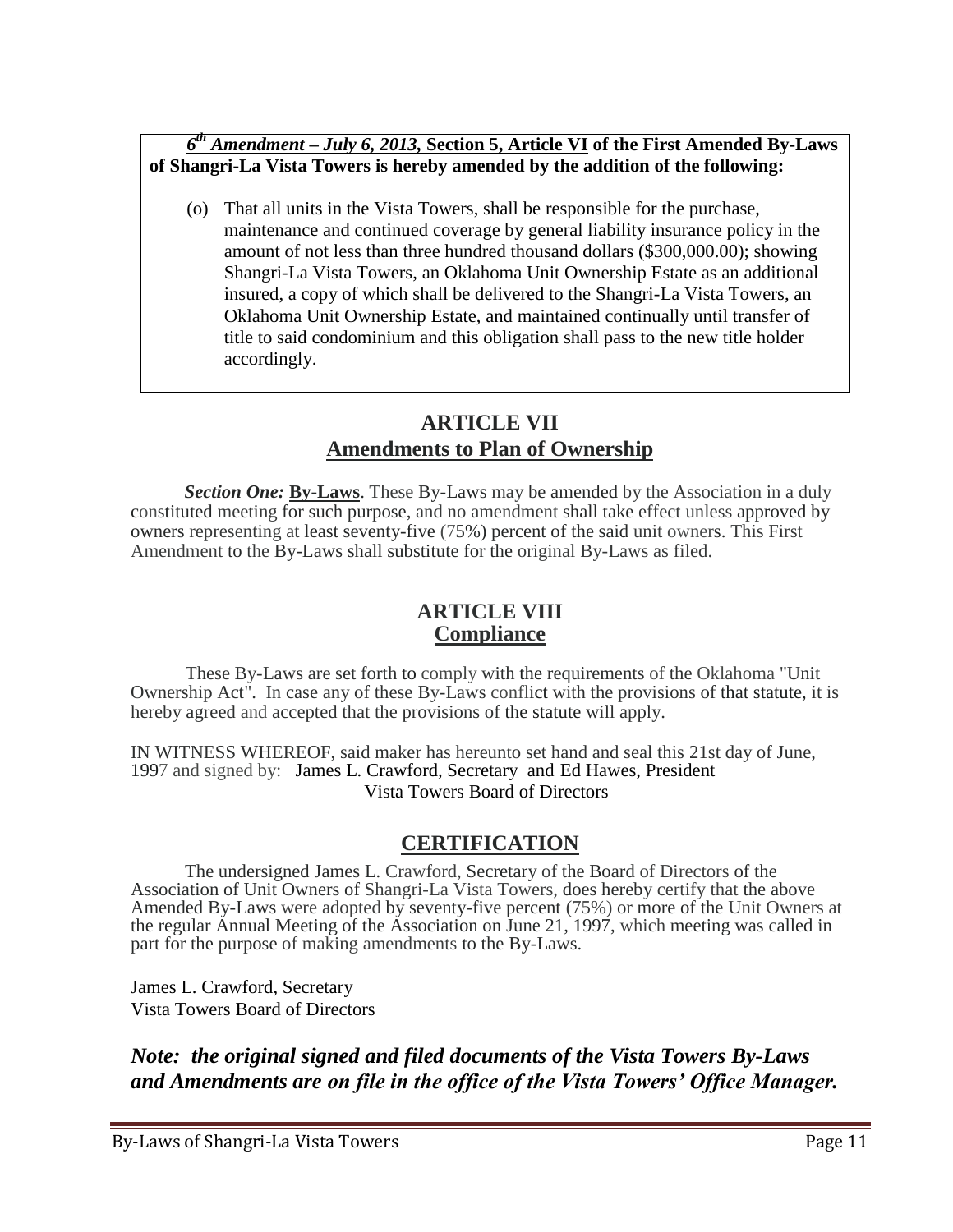***6th Amendment – July 6, 2013,*** **Section 5, Article VI of the First Amended By-Laws of Shangri-La Vista Towers is hereby amended by the addition of the following:**

(o) That all units in the Vista Towers, shall be responsible for the purchase, maintenance and continued coverage by general liability insurance policy in the amount of not less than three hundred thousand dollars ($300,000.00); showing Shangri-La Vista Towers, an Oklahoma Unit Ownership Estate as an additional insured, a copy of which shall be delivered to the Shangri-La Vista Towers, an Oklahoma Unit Ownership Estate, and maintained continually until transfer of title to said condominium and this obligation shall pass to the new title holder accordingly.

## ARTICLE VII
## Amendments to Plan of Ownership

***Section One:*** **By-Laws**. These By-Laws may be amended by the Association in a duly constituted meeting for such purpose, and no amendment shall take effect unless approved by owners representing at least seventy-five (75%) percent of the said unit owners. This First Amendment to the By-Laws shall substitute for the original By-Laws as filed.

## ARTICLE VIII
## Compliance

These By-Laws are set forth to comply with the requirements of the Oklahoma "Unit Ownership Act". In case any of these By-Laws conflict with the provisions of that statute, it is hereby agreed and accepted that the provisions of the statute will apply.

IN WITNESS WHEREOF, said maker has hereunto set hand and seal this 21st day of June, 1997 and signed by: James L. Crawford, Secretary and Ed Hawes, President
Vista Towers Board of Directors

## CERTIFICATION

The undersigned James L. Crawford, Secretary of the Board of Directors of the Association of Unit Owners of Shangri-La Vista Towers, does hereby certify that the above Amended By-Laws were adopted by seventy-five percent (75%) or more of the Unit Owners at the regular Annual Meeting of the Association on June 21, 1997, which meeting was called in part for the purpose of making amendments to the By-Laws.

James L. Crawford, Secretary
Vista Towers Board of Directors

***Note: the original signed and filed documents of the Vista Towers By-Laws and Amendments are on file in the office of the Vista Towers' Office Manager.***